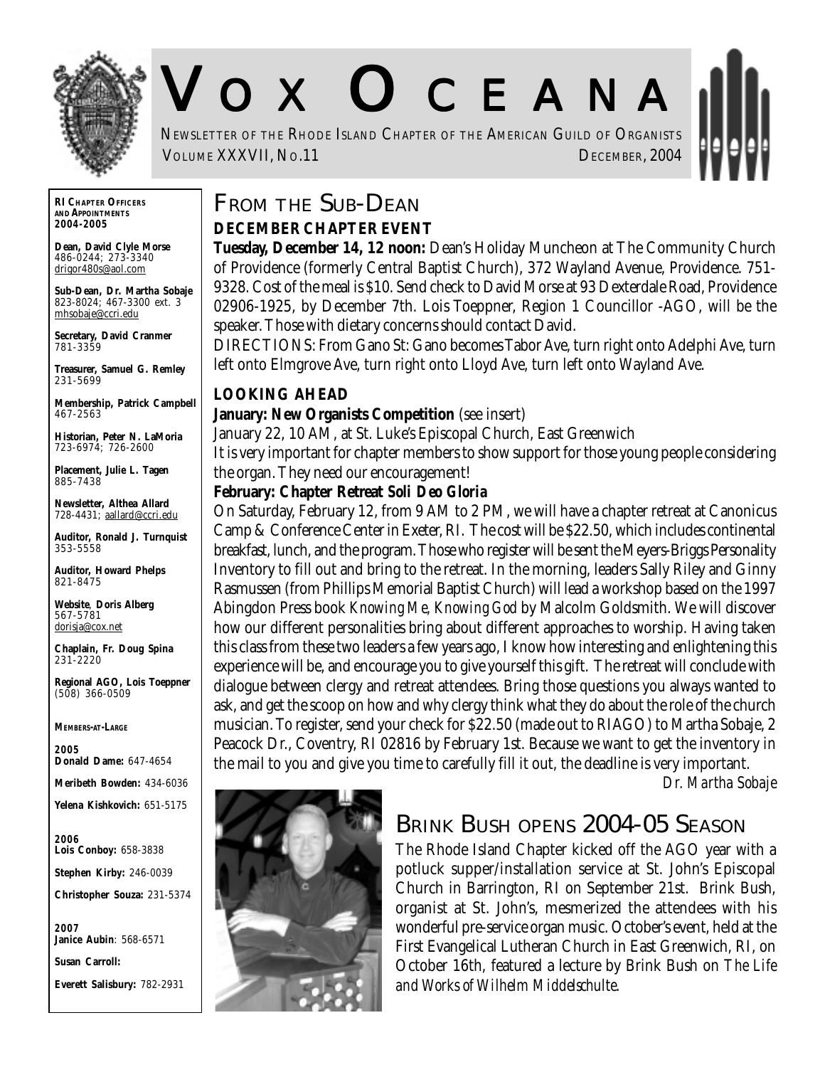# VOX OCEANA

NEWSLETTER OF THE RHODE ISLAND CHAPTER OF THE AMERICAN GUILD OF ORGANISTS
VOLUME XXXVII, NO.11 DECEMBER, 2004

**RI CHAPTER OFFICERS AND APPOINTMENTS 2004-2005**

**Dean, David Clyle Morse**
486-0244; 273-3340
drigor480s@aol.com

**Sub-Dean, Dr. Martha Sobaje**
823-8024; 467-3300 ext. 3
mhsobaje@ccri.edu

**Secretary, David Cranmer**
781-3359

**Treasurer, Samuel G. Remley**
231-5699

**Membership, Patrick Campbell**
467-2563

**Historian, Peter N. LaMoria**
723-6974; 726-2600

**Placement, Julie L. Tagen**
885-7438

**Newsletter, Althea Allard**
728-4431; aallard@ccri.edu

**Auditor, Ronald J. Turnquist**
353-5558

**Auditor, Howard Phelps**
821-8475

**Website, Doris Alberg**
567-5781
dorisja@cox.net

**Chaplain, Fr. Doug Spina**
231-2220

**Regional AGO, Lois Toeppner**
(508) 366-0509

**MEMBERS-AT-LARGE**

**2005**
**Donald Dame:** 647-4654
**Meribeth Bowden:** 434-6036
**Yelena Kishkovich:** 651-5175

**2006**
**Lois Conboy:** 658-3838
**Stephen Kirby:** 246-0039
**Christopher Souza:** 231-5374

**2007**
**Janice Aubin**: 568-6571
**Susan Carroll:**
**Everett Salisbury:** 782-2931

## FROM THE SUB-DEAN

### DECEMBER CHAPTER EVENT

**Tuesday, December 14, 12 noon:** Dean's Holiday Muncheon at The Community Church of Providence (formerly Central Baptist Church), 372 Wayland Avenue, Providence. 751-9328. Cost of the meal is $10. Send check to David Morse at 93 Dexterdale Road, Providence 02906-1925, by December 7th. Lois Toeppner, Region 1 Councillor -AGO, will be the speaker. Those with dietary concerns should contact David.

DIRECTIONS: From Gano St: Gano becomes Tabor Ave, turn right onto Adelphi Ave, turn left onto Elmgrove Ave, turn right onto Lloyd Ave, turn left onto Wayland Ave.

### LOOKING AHEAD

**January: New Organists Competition** (see insert)

January 22, 10 AM, at St. Luke's Episcopal Church, East Greenwich

It is very important for chapter members to show support for those young people considering the organ. They need our encouragement!

**February: Chapter Retreat Soli Deo Gloria**

On Saturday, February 12, from 9 AM to 2 PM, we will have a chapter retreat at Canonicus Camp & Conference Center in Exeter, RI. The cost will be $22.50, which includes continental breakfast, lunch, and the program. Those who register will be sent the Meyers-Briggs Personality Inventory to fill out and bring to the retreat. In the morning, leaders Sally Riley and Ginny Rasmussen (from Phillips Memorial Baptist Church) will lead a workshop based on the 1997 Abingdon Press book *Knowing Me, Knowing God* by Malcolm Goldsmith. We will discover how our different personalities bring about different approaches to worship. Having taken this class from these two leaders a few years ago, I know how interesting and enlightening this experience will be, and encourage you to give yourself this gift. The retreat will conclude with dialogue between clergy and retreat attendees. Bring those questions you always wanted to ask, and get the scoop on how and why clergy think what they do about the role of the church musician. To register, send your check for $22.50 (made out to RIAGO) to Martha Sobaje, 2 Peacock Dr., Coventry, RI 02816 by February 1st. Because we want to get the inventory in the mail to you and give you time to carefully fill it out, the deadline is very important.

*Dr. Martha Sobaje*

## BRINK BUSH OPENS 2004-05 SEASON

The Rhode Island Chapter kicked off the AGO year with a potluck supper/installation service at St. John's Episcopal Church in Barrington, RI on September 21st. Brink Bush, organist at St. John's, mesmerized the attendees with his wonderful pre-service organ music. October's event, held at the First Evangelical Lutheran Church in East Greenwich, RI, on October 16th, featured a lecture by Brink Bush on *The Life and Works of Wilhelm Middelschulte*.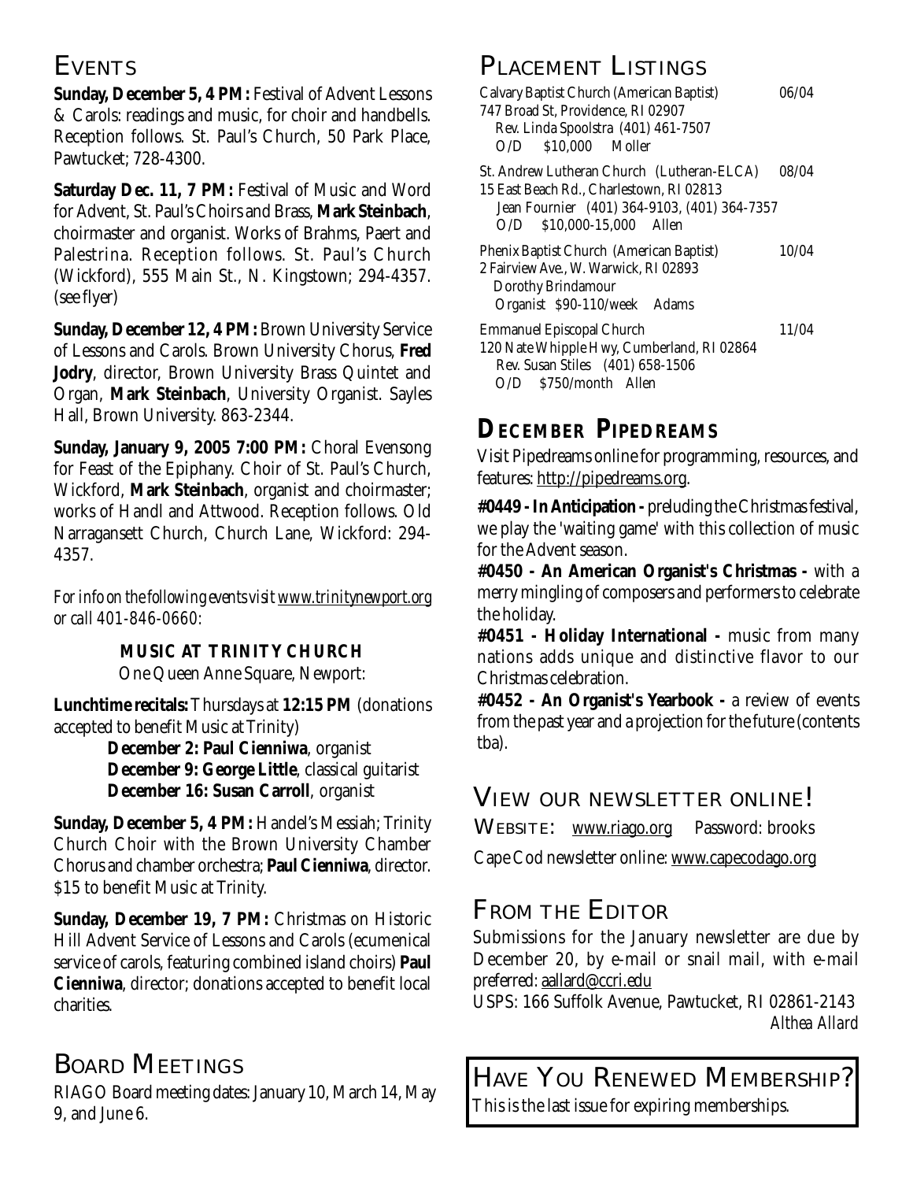## Events

**Sunday, December 5, 4 PM:** Festival of Advent Lessons & Carols: readings and music, for choir and handbells. Reception follows. St. Paul's Church, 50 Park Place, Pawtucket; 728-4300.

**Saturday Dec. 11, 7 PM:** Festival of Music and Word for Advent, St. Paul's Choirs and Brass, **Mark Steinbach**, choirmaster and organist. Works of Brahms, Paert and Palestrina. Reception follows. St. Paul's Church (Wickford), 555 Main St., N. Kingstown; 294-4357. (see flyer)

**Sunday, December 12, 4 PM:** Brown University Service of Lessons and Carols. Brown University Chorus, **Fred Jodry**, director, Brown University Brass Quintet and Organ, **Mark Steinbach**, University Organist. Sayles Hall, Brown University. 863-2344.

**Sunday, January 9, 2005 7:00 PM:** Choral Evensong for Feast of the Epiphany. Choir of St. Paul's Church, Wickford, **Mark Steinbach**, organist and choirmaster; works of Handl and Attwood. Reception follows. Old Narragansett Church, Church Lane, Wickford: 294-4357.

*For info on the following events visit www.trinitynewport.org or call 401-846-0660:*

**MUSIC AT TRINITY CHURCH**
One Queen Anne Square, Newport:

**Lunchtime recitals:** Thursdays at **12:15 PM** (donations accepted to benefit Music at Trinity)

- **December 2: Paul Cienniwa**, organist
- **December 9: George Little**, classical guitarist
- **December 16: Susan Carroll**, organist

**Sunday, December 5, 4 PM:** Handel's Messiah; Trinity Church Choir with the Brown University Chamber Chorus and chamber orchestra; **Paul Cienniwa**, director. $15 to benefit Music at Trinity.

**Sunday, December 19, 7 PM:** Christmas on Historic Hill Advent Service of Lessons and Carols (ecumenical service of carols, featuring combined island choirs) **Paul Cienniwa**, director; donations accepted to benefit local charities.

## Board Meetings

RIAGO Board meeting dates: January 10, March 14, May 9, and June 6.

## Placement Listings

Calvary Baptist Church (American Baptist) — 06/04
747 Broad St, Providence, RI 02907
Rev. Linda Spoolstra (401) 461-7507
O/D $10,000 Moller

St. Andrew Lutheran Church (Lutheran-ELCA) — 08/04
15 East Beach Rd., Charlestown, RI 02813
Jean Fournier (401) 364-9103, (401) 364-7357
O/D $10,000-15,000 Allen

Phenix Baptist Church (American Baptist) — 10/04
2 Fairview Ave., W. Warwick, RI 02893
Dorothy Brindamour
Organist $90-110/week Adams

Emmanuel Episcopal Church — 11/04
120 Nate Whipple Hwy, Cumberland, RI 02864
Rev. Susan Stiles (401) 658-1506
O/D $750/month Allen

## December Pipedreams

Visit Pipedreams online for programming, resources, and features: http://pipedreams.org.

**#0449 - In Anticipation -** preluding the Christmas festival, we play the 'waiting game' with this collection of music for the Advent season.

**#0450 - An American Organist's Christmas -** with a merry mingling of composers and performers to celebrate the holiday.

**#0451 - Holiday International -** music from many nations adds unique and distinctive flavor to our Christmas celebration.

**#0452 - An Organist's Yearbook -** a review of events from the past year and a projection for the future (contents tba).

## View our newsletter online!

WEBSITE: www.riago.org Password: brooks

Cape Cod newsletter online: www.capecodago.org

## From the Editor

Submissions for the January newsletter are due by December 20, by e-mail or snail mail, with e-mail preferred: aallard@ccri.edu

USPS: 166 Suffolk Avenue, Pawtucket, RI 02861-2143

*Althea Allard*

## Have You Renewed Membership?

This is the last issue for expiring memberships.